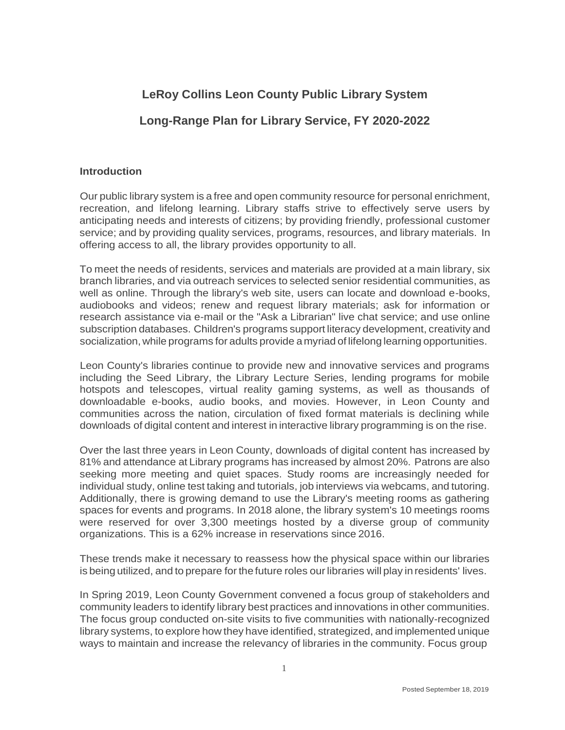# LeRoy Collins Leon County Public Library System

## Long-Range Plan for Library Service, FY 2020-2022

### Introduction

Our public library system is a free and open community resource for personal enrichment, recreation, and lifelong learning. Library staffs strive to effectively serve users by anticipating needs and interests of citizens; by providing friendly, professional customer service; and by providing quality services, programs, resources, and library materials. In offering access to all, the library provides opportunity to all.

To meet the needs of residents, services and materials are provided at a main library, six branch libraries, and via outreach services to selected senior residential communities, as well as online. Through the library's web site, users can locate and download e-books, audiobooks and videos; renew and request library materials; ask for information or research assistance via e-mail or the "Ask a Librarian" live chat service; and use online subscription databases. Children's programs support literacy development, creativity and socialization, while programs for adults provide a myriad of lifelong learning opportunities.

Leon County's libraries continue to provide new and innovative services and programs including the Seed Library, the Library Lecture Series, lending programs for mobile hotspots and telescopes, virtual reality gaming systems, as well as thousands of downloadable e-books, audio books, and movies. However, in Leon County and communities across the nation, circulation of fixed format materials is declining while downloads of digital content and interest in interactive library programming is on the rise.

Over the last three years in Leon County, downloads of digital content has increased by 81% and attendance at Library programs has increased by almost 20%. Patrons are also seeking more meeting and quiet spaces. Study rooms are increasingly needed for individual study, online test taking and tutorials, job interviews via webcams, and tutoring. Additionally, there is growing demand to use the Library's meeting rooms as gathering spaces for events and programs. In 2018 alone, the library system's 10 meetings rooms were reserved for over 3,300 meetings hosted by a diverse group of community organizations. This is a 62% increase in reservations since 2016.

These trends make it necessary to reassess how the physical space within our libraries is being utilized, and to prepare for the future roles our libraries will play in residents' lives.

In Spring 2019, Leon County Government convened a focus group of stakeholders and community leaders to identify library best practices and innovations in other communities. The focus group conducted on-site visits to five communities with nationally-recognized library systems, to explore how they have identified, strategized, and implemented unique ways to maintain and increase the relevancy of libraries in the community. Focus group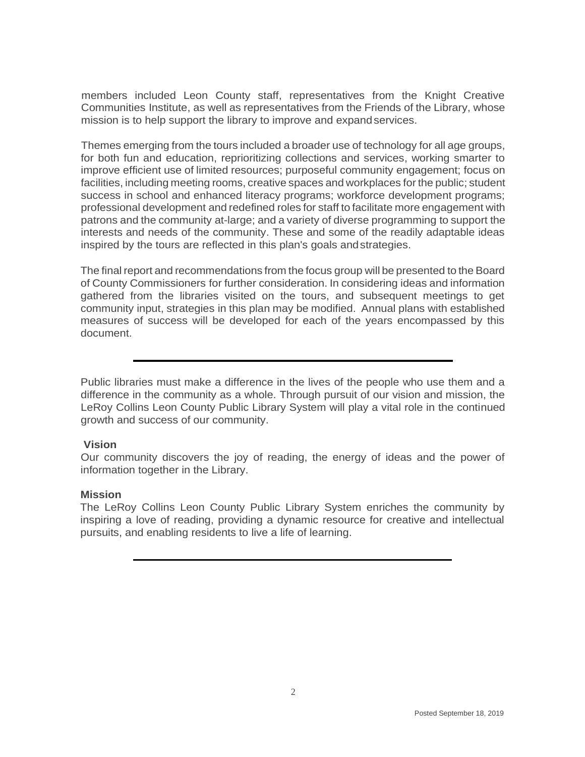members included Leon County staff, representatives from the Knight Creative Communities Institute, as well as representatives from the Friends of the Library, whose mission is to help support the library to improve and expand services.

Themes emerging from the tours included a broader use of technology for all age groups, for both fun and education, reprioritizing collections and services, working smarter to improve efficient use of limited resources; purposeful community engagement; focus on facilities, including meeting rooms, creative spaces and workplaces for the public; student success in school and enhanced literacy programs; workforce development programs; professional development and redefined roles for staff to facilitate more engagement with patrons and the community at-large; and a variety of diverse programming to support the interests and needs of the community. These and some of the readily adaptable ideas inspired by the tours are reflected in this plan's goals and strategies.

The final report and recommendations from the focus group will be presented to the Board of County Commissioners for further consideration. In considering ideas and information gathered from the libraries visited on the tours, and subsequent meetings to get community input, strategies in this plan may be modified. Annual plans with established measures of success will be developed for each of the years encompassed by this document.

---

Public libraries must make a difference in the lives of the people who use them and a difference in the community as a whole. Through pursuit of our vision and mission, the LeRoy Collins Leon County Public Library System will play a vital role in the continued growth and success of our community.

**Vision**

Our community discovers the joy of reading, the energy of ideas and the power of information together in the Library.

**Mission**

The LeRoy Collins Leon County Public Library System enriches the community by inspiring a love of reading, providing a dynamic resource for creative and intellectual pursuits, and enabling residents to live a life of learning.

---

Posted September 18, 2019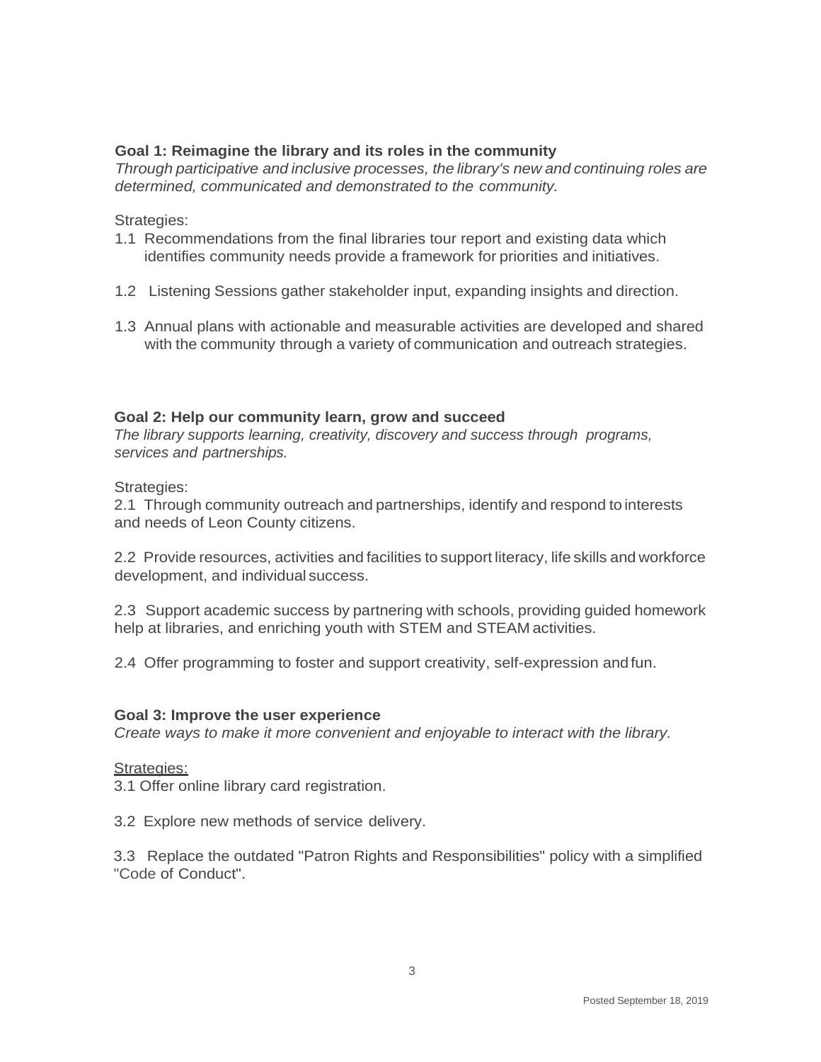**Goal 1: Reimagine the library and its roles in the community**
*Through participative and inclusive processes, the library's new and continuing roles are determined, communicated and demonstrated to the community.*

Strategies:

1.1 Recommendations from the final libraries tour report and existing data which identifies community needs provide a framework for priorities and initiatives.

1.2 Listening Sessions gather stakeholder input, expanding insights and direction.

1.3 Annual plans with actionable and measurable activities are developed and shared with the community through a variety of communication and outreach strategies.

**Goal 2: Help our community learn, grow and succeed**
*The library supports learning, creativity, discovery and success through programs, services and partnerships.*

Strategies:

2.1 Through community outreach and partnerships, identify and respond to interests and needs of Leon County citizens.

2.2 Provide resources, activities and facilities to support literacy, life skills and workforce development, and individual success.

2.3 Support academic success by partnering with schools, providing guided homework help at libraries, and enriching youth with STEM and STEAM activities.

2.4 Offer programming to foster and support creativity, self-expression and fun.

**Goal 3: Improve the user experience**
*Create ways to make it more convenient and enjoyable to interact with the library.*

Strategies:

3.1 Offer online library card registration.

3.2 Explore new methods of service delivery.

3.3 Replace the outdated "Patron Rights and Responsibilities" policy with a simplified "Code of Conduct".

Posted September 18, 2019